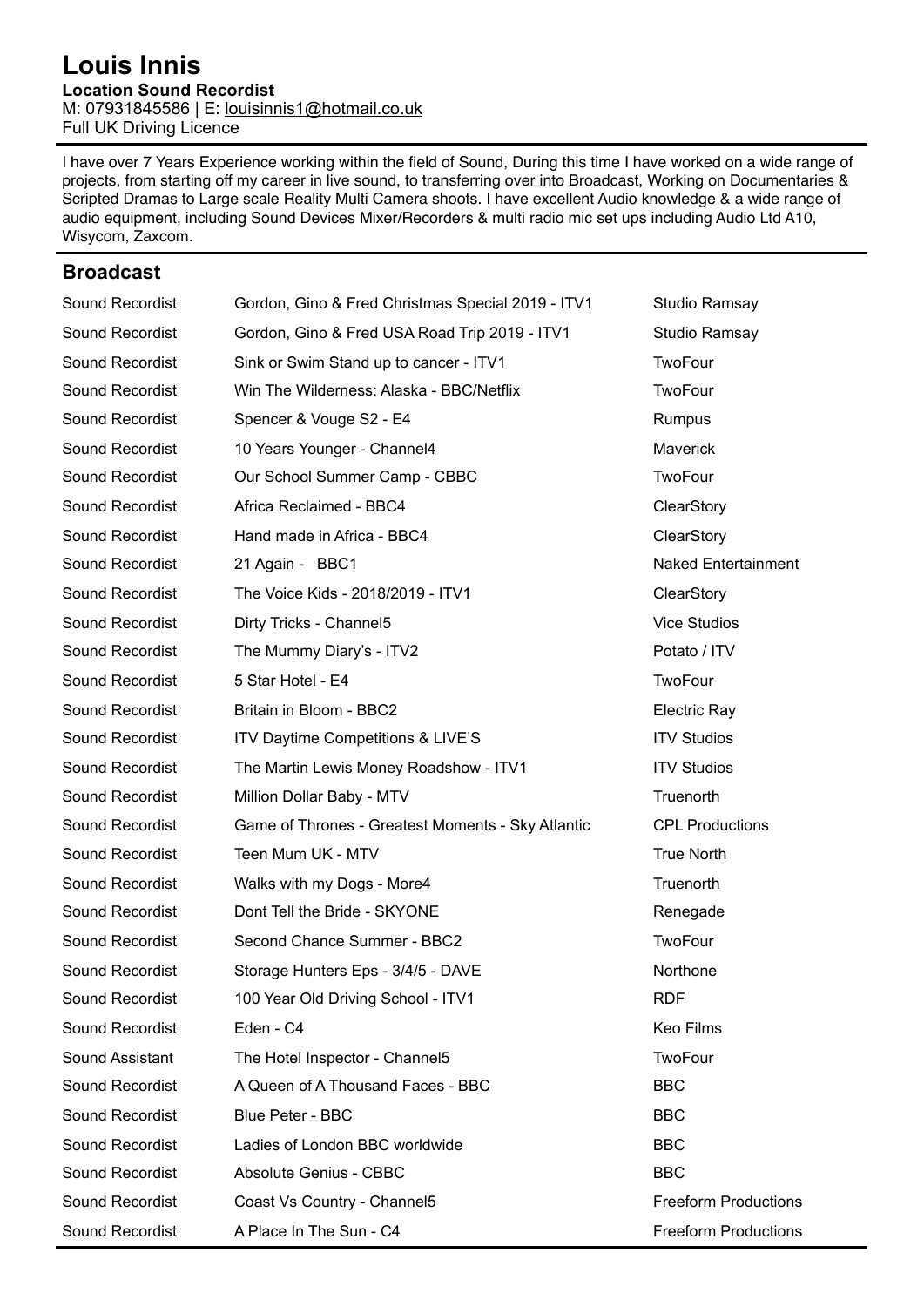# Louis Innis

**Location Sound Recordist**

M: 07931845586 | E: louisinnis1@hotmail.co.uk

Full UK Driving Licence

I have over 7 Years Experience working within the field of Sound, During this time I have worked on a wide range of projects, from starting off my career in live sound, to transferring over into Broadcast, Working on Documentaries & Scripted Dramas to Large scale Reality Multi Camera shoots. I have excellent Audio knowledge & a wide range of audio equipment, including Sound Devices Mixer/Recorders & multi radio mic set ups including Audio Ltd A10, Wisycom, Zaxcom.

## Broadcast

| | | |
|---|---|---|
| Sound Recordist | Gordon, Gino & Fred Christmas Special 2019 - ITV1 | Studio Ramsay |
| Sound Recordist | Gordon, Gino & Fred USA Road Trip 2019 - ITV1 | Studio Ramsay |
| Sound Recordist | Sink or Swim Stand up to cancer - ITV1 | TwoFour |
| Sound Recordist | Win The Wilderness: Alaska - BBC/Netflix | TwoFour |
| Sound Recordist | Spencer & Vouge S2 - E4 | Rumpus |
| Sound Recordist | 10 Years Younger - Channel4 | Maverick |
| Sound Recordist | Our School Summer Camp - CBBC | TwoFour |
| Sound Recordist | Africa Reclaimed - BBC4 | ClearStory |
| Sound Recordist | Hand made in Africa - BBC4 | ClearStory |
| Sound Recordist | 21 Again - BBC1 | Naked Entertainment |
| Sound Recordist | The Voice Kids - 2018/2019 - ITV1 | ClearStory |
| Sound Recordist | Dirty Tricks - Channel5 | Vice Studios |
| Sound Recordist | The Mummy Diary's - ITV2 | Potato / ITV |
| Sound Recordist | 5 Star Hotel - E4 | TwoFour |
| Sound Recordist | Britain in Bloom - BBC2 | Electric Ray |
| Sound Recordist | ITV Daytime Competitions & LIVE'S | ITV Studios |
| Sound Recordist | The Martin Lewis Money Roadshow - ITV1 | ITV Studios |
| Sound Recordist | Million Dollar Baby - MTV | Truenorth |
| Sound Recordist | Game of Thrones - Greatest Moments - Sky Atlantic | CPL Productions |
| Sound Recordist | Teen Mum UK - MTV | True North |
| Sound Recordist | Walks with my Dogs - More4 | Truenorth |
| Sound Recordist | Dont Tell the Bride - SKYONE | Renegade |
| Sound Recordist | Second Chance Summer - BBC2 | TwoFour |
| Sound Recordist | Storage Hunters Eps - 3/4/5 - DAVE | Northone |
| Sound Recordist | 100 Year Old Driving School - ITV1 | RDF |
| Sound Recordist | Eden - C4 | Keo Films |
| Sound Assistant | The Hotel Inspector - Channel5 | TwoFour |
| Sound Recordist | A Queen of A Thousand Faces - BBC | BBC |
| Sound Recordist | Blue Peter - BBC | BBC |
| Sound Recordist | Ladies of London BBC worldwide | BBC |
| Sound Recordist | Absolute Genius - CBBC | BBC |
| Sound Recordist | Coast Vs Country - Channel5 | Freeform Productions |
| Sound Recordist | A Place In The Sun - C4 | Freeform Productions |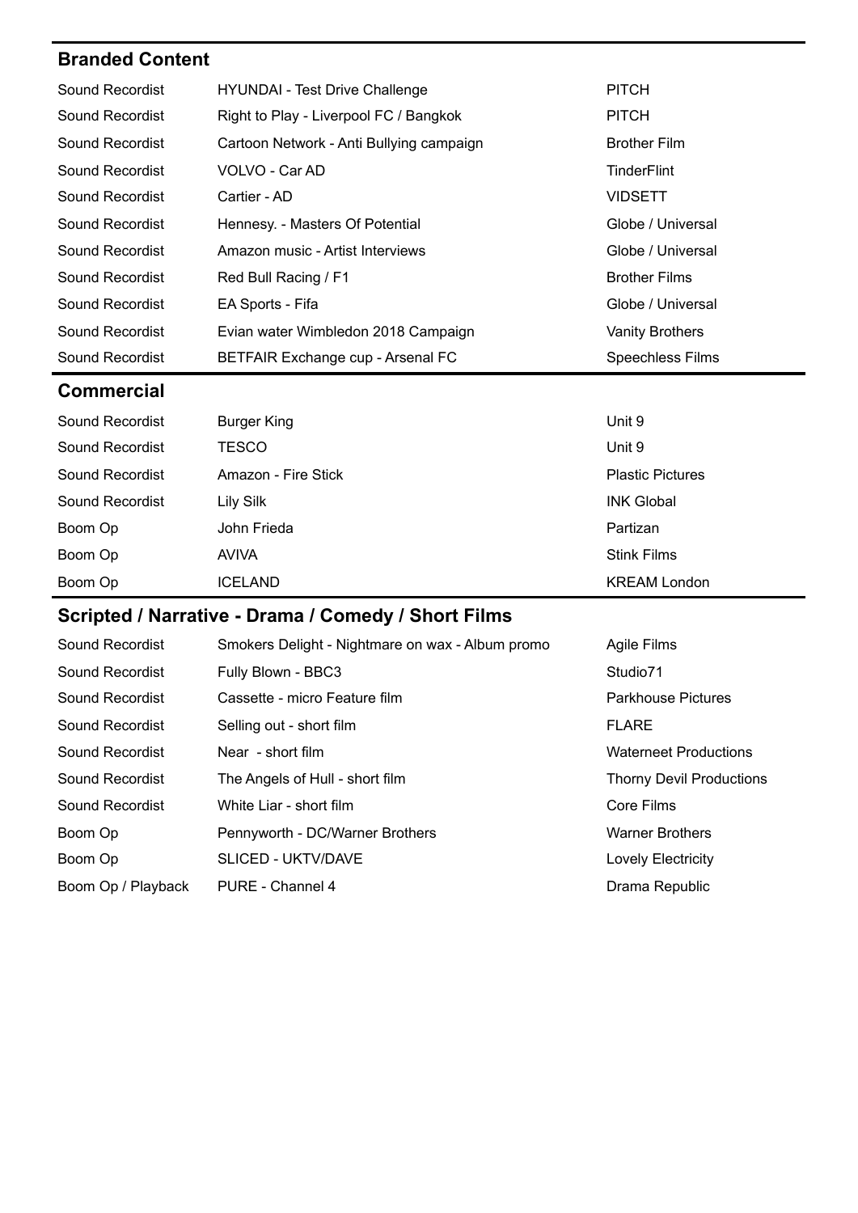## Branded Content

| | | |
|---|---|---|
| Sound Recordist | HYUNDAI - Test Drive Challenge | PITCH |
| Sound Recordist | Right to Play - Liverpool FC / Bangkok | PITCH |
| Sound Recordist | Cartoon Network - Anti Bullying campaign | Brother Film |
| Sound Recordist | VOLVO - Car AD | TinderFlint |
| Sound Recordist | Cartier - AD | VIDSETT |
| Sound Recordist | Hennesy. - Masters Of Potential | Globe / Universal |
| Sound Recordist | Amazon music - Artist Interviews | Globe / Universal |
| Sound Recordist | Red Bull Racing / F1 | Brother Films |
| Sound Recordist | EA Sports - Fifa | Globe / Universal |
| Sound Recordist | Evian water Wimbledon 2018 Campaign | Vanity Brothers |
| Sound Recordist | BETFAIR Exchange cup - Arsenal FC | Speechless Films |

## Commercial

| | | |
|---|---|---|
| Sound Recordist | Burger King | Unit 9 |
| Sound Recordist | TESCO | Unit 9 |
| Sound Recordist | Amazon - Fire Stick | Plastic Pictures |
| Sound Recordist | Lily Silk | INK Global |
| Boom Op | John Frieda | Partizan |
| Boom Op | AVIVA | Stink Films |
| Boom Op | ICELAND | KREAM London |

## Scripted / Narrative - Drama / Comedy / Short Films

| | | |
|---|---|---|
| Sound Recordist | Smokers Delight - Nightmare on wax - Album promo | Agile Films |
| Sound Recordist | Fully Blown - BBC3 | Studio71 |
| Sound Recordist | Cassette - micro Feature film | Parkhouse Pictures |
| Sound Recordist | Selling out - short film | FLARE |
| Sound Recordist | Near - short film | Waterneet Productions |
| Sound Recordist | The Angels of Hull - short film | Thorny Devil Productions |
| Sound Recordist | White Liar - short film | Core Films |
| Boom Op | Pennyworth - DC/Warner Brothers | Warner Brothers |
| Boom Op | SLICED - UKTV/DAVE | Lovely Electricity |
| Boom Op / Playback | PURE - Channel 4 | Drama Republic |